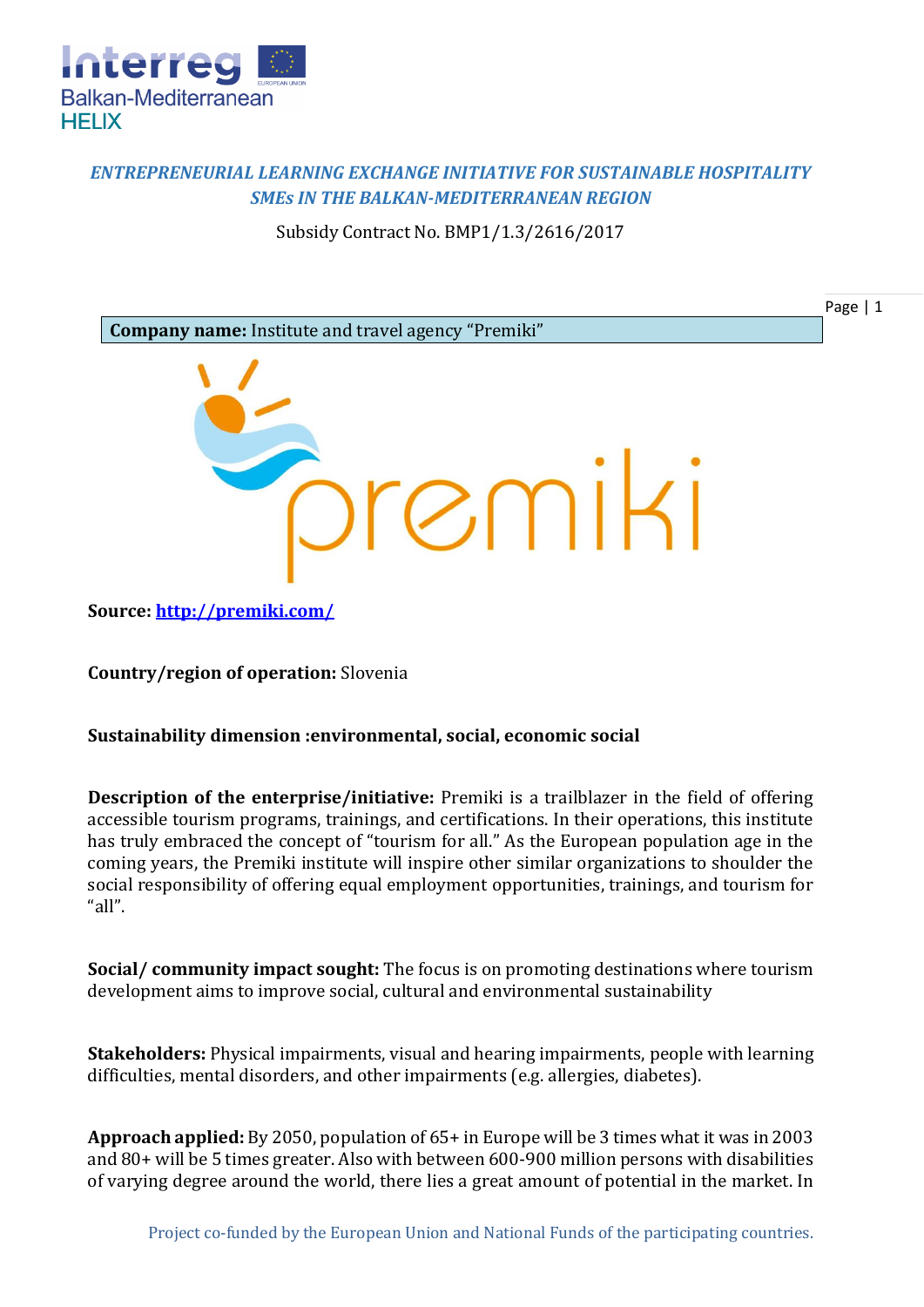**ENTREPRENEURIAL LEARNING EXCHANGE INITIATIVE FOR SUSTAINABLE HOSPITALITY SMEs IN THE BALKAN-MEDITERRANEAN REGION**

Subsidy Contract No. BMP1/1.3/2616/2017

**Company name:** Institute and travel agency "Premiki"

**Source:** [http://premiki.com/](http://premiki.com/)

**Country/region of operation:** Slovenia

**Sustainability dimension :environmental, social, economic social**

**Description of the enterprise/initiative:** Premiki is a trailblazer in the field of offering accessible tourism programs, trainings, and certifications. In their operations, this institute has truly embraced the concept of "tourism for all." As the European population age in the coming years, the Premiki institute will inspire other similar organizations to shoulder the social responsibility of offering equal employment opportunities, trainings, and tourism for "all".

**Social/ community impact sought:** The focus is on promoting destinations where tourism development aims to improve social, cultural and environmental sustainability

**Stakeholders:** Physical impairments, visual and hearing impairments, people with learning difficulties, mental disorders, and other impairments (e.g. allergies, diabetes).

**Approach applied:** By 2050, population of 65+ in Europe will be 3 times what it was in 2003 and 80+ will be 5 times greater. Also with between 600-900 million persons with disabilities of varying degree around the world, there lies a great amount of potential in the market. In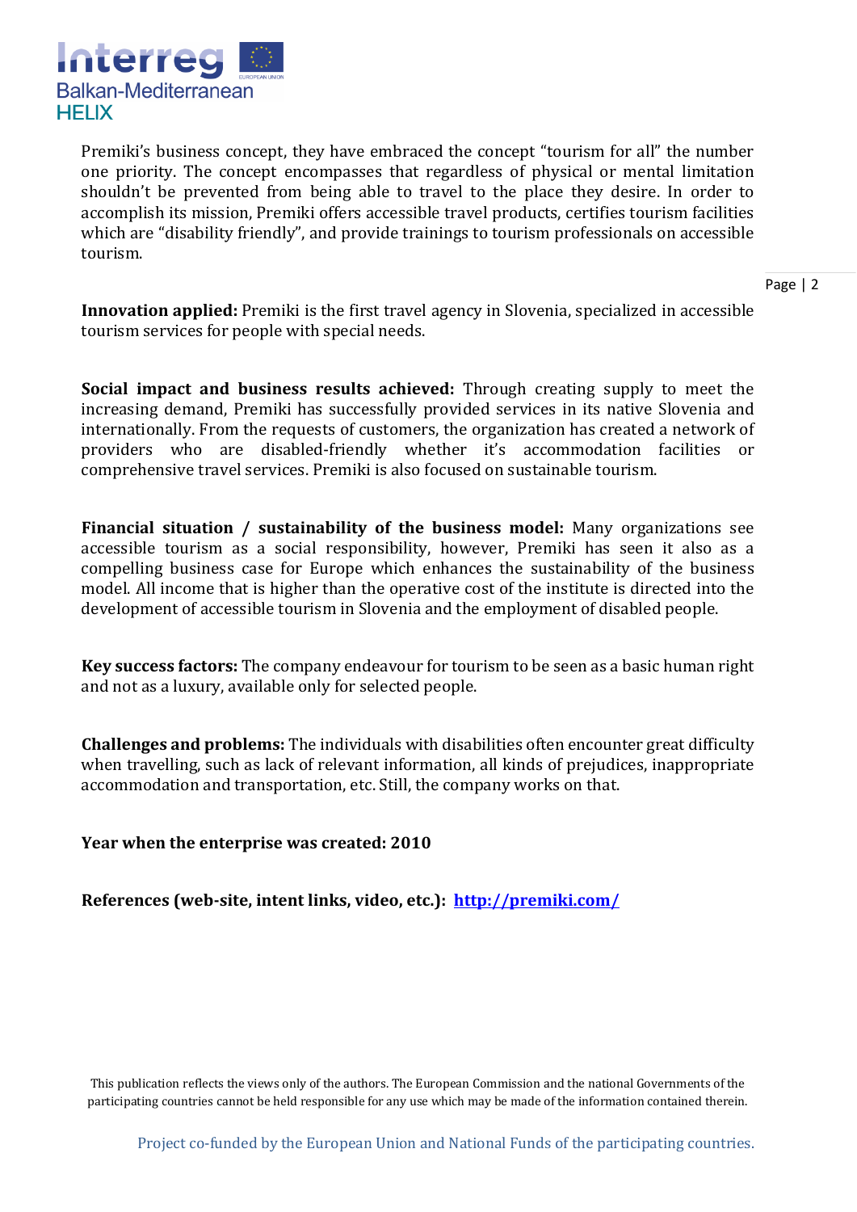Premiki's business concept, they have embraced the concept "tourism for all" the number one priority. The concept encompasses that regardless of physical or mental limitation shouldn't be prevented from being able to travel to the place they desire. In order to accomplish its mission, Premiki offers accessible travel products, certifies tourism facilities which are "disability friendly", and provide trainings to tourism professionals on accessible tourism.

**Innovation applied:** Premiki is the first travel agency in Slovenia, specialized in accessible tourism services for people with special needs.

**Social impact and business results achieved:** Through creating supply to meet the increasing demand, Premiki has successfully provided services in its native Slovenia and internationally. From the requests of customers, the organization has created a network of providers who are disabled-friendly whether it's accommodation facilities or comprehensive travel services. Premiki is also focused on sustainable tourism.

**Financial situation / sustainability of the business model:** Many organizations see accessible tourism as a social responsibility, however, Premiki has seen it also as a compelling business case for Europe which enhances the sustainability of the business model. All income that is higher than the operative cost of the institute is directed into the development of accessible tourism in Slovenia and the employment of disabled people.

**Key success factors:** The company endeavour for tourism to be seen as a basic human right and not as a luxury, available only for selected people.

**Challenges and problems:** The individuals with disabilities often encounter great difficulty when travelling, such as lack of relevant information, all kinds of prejudices, inappropriate accommodation and transportation, etc. Still, the company works on that.

**Year when the enterprise was created: 2010**

**References (web-site, intent links, video, etc.): [http://premiki.com/](http://premiki.com/)**

This publication reflects the views only of the authors. The European Commission and the national Governments of the participating countries cannot be held responsible for any use which may be made of the information contained therein.

Project co-funded by the European Union and National Funds of the participating countries.